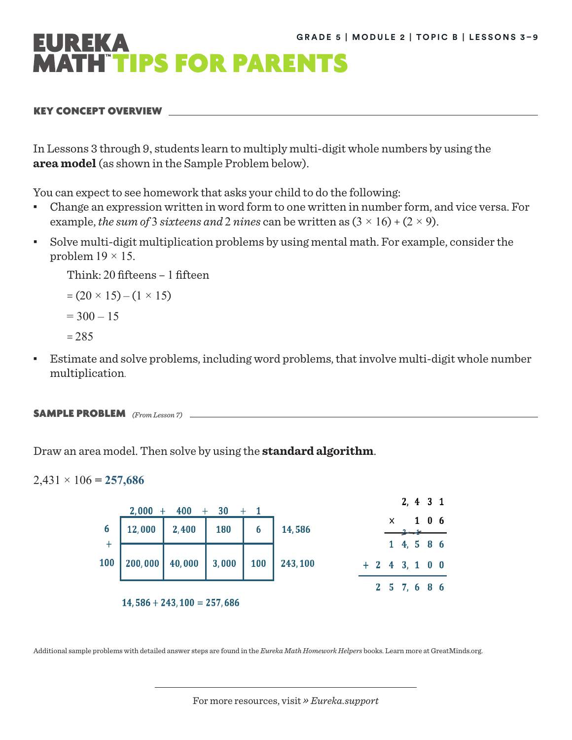# EUREKA MATH™ TIPS FOR PARENTS

GRADE 5 | MODULE 2 | TOPIC B | LESSONS 3–9

## KEY CONCEPT OVERVIEW

In Lessons 3 through 9, students learn to multiply multi-digit whole numbers by using the **area model** (as shown in the Sample Problem below).

You can expect to see homework that asks your child to do the following:

- Change an expression written in word form to one written in number form, and vice versa. For example, *the sum of* 3 *sixteens and* 2 *nines* can be written as $(3 \times 16) + (2 \times 9)$.
- Solve multi-digit multiplication problems by using mental math. For example, consider the problem $19 \times 15$.

  Think: 20 fifteens – 1 fifteen

  $= (20 \times 15) - (1 \times 15)$

  $= 300 - 15$

  $= 285$

- Estimate and solve problems, including word problems, that involve multi-digit whole number multiplication.

## SAMPLE PROBLEM *(From Lesson 7)*

Draw an area model. Then solve by using the **standard algorithm**.

$2{,}431 \times 106 =$ **257,686**

| | 2,000 + | 400 + | 30 + | 1 | |
|---|---|---|---|---|---|
| 6 | 12,000 | 2,400 | 180 | 6 | 14,586 |
| + 100 | 200,000 | 40,000 | 3,000 | 100 | 243,100 |

$14{,}586 + 243{,}100 = 257{,}686$

```
      2, 4 3 1
  ×      1 0 6
        2   1
    1 4, 5 8 6
+ 2 4 3, 1 0 0
--------------
  2 5 7, 6 8 6
```

Additional sample problems with detailed answer steps are found in the *Eureka Math Homework Helpers* books. Learn more at GreatMinds.org.

For more resources, visit » *Eureka.support*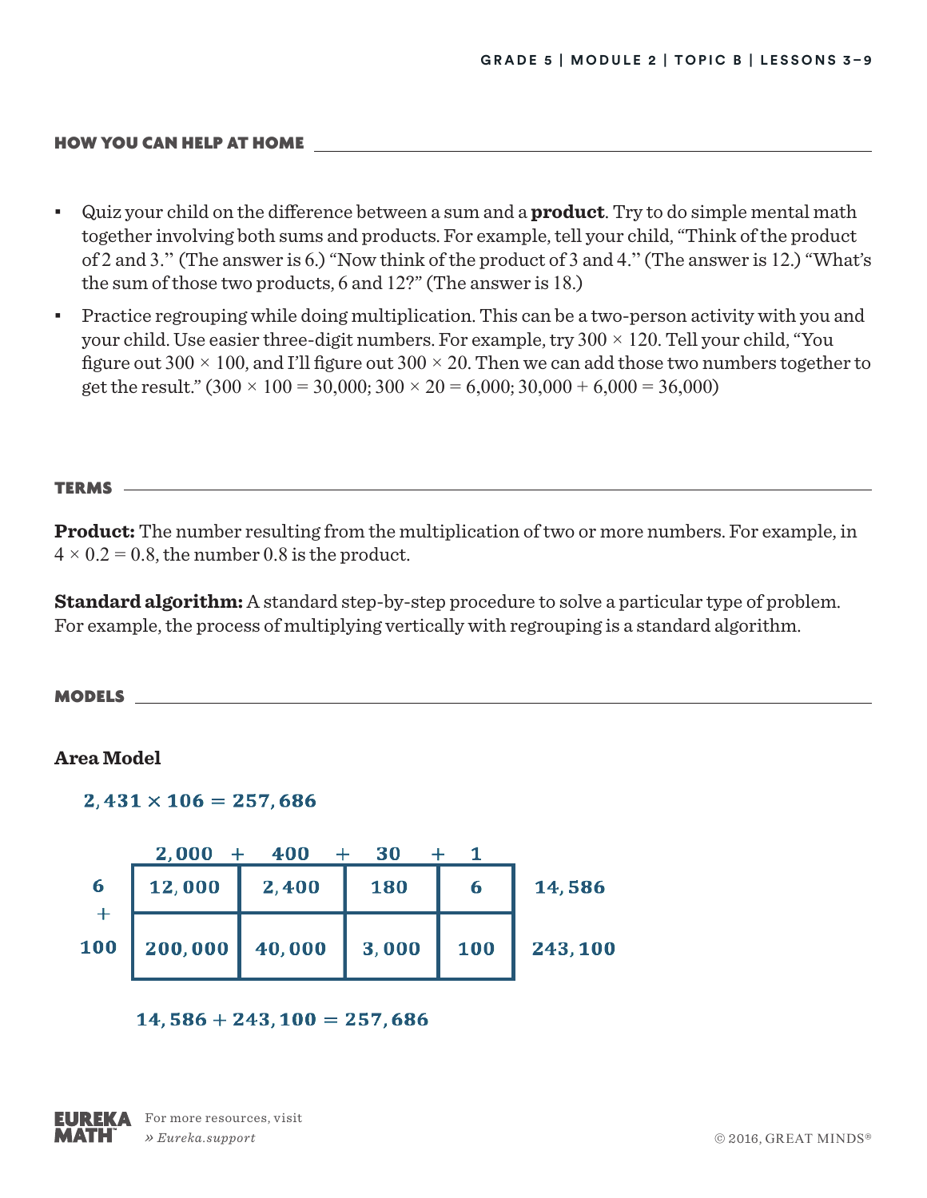## HOW YOU CAN HELP AT HOME

- Quiz your child on the difference between a sum and a **product**. Try to do simple mental math together involving both sums and products. For example, tell your child, "Think of the product of 2 and 3." (The answer is 6.) "Now think of the product of 3 and 4." (The answer is 12.) "What's the sum of those two products, 6 and 12?" (The answer is 18.)
- Practice regrouping while doing multiplication. This can be a two-person activity with you and your child. Use easier three-digit numbers. For example, try $300 \times 120$. Tell your child, "You figure out $300 \times 100$, and I'll figure out $300 \times 20$. Then we can add those two numbers together to get the result." ($300 \times 100 = 30{,}000$; $300 \times 20 = 6{,}000$; $30{,}000 + 6{,}000 = 36{,}000$)

## TERMS

**Product:** The number resulting from the multiplication of two or more numbers. For example, in $4 \times 0.2 = 0.8$, the number 0.8 is the product.

**Standard algorithm:** A standard step-by-step procedure to solve a particular type of problem. For example, the process of multiplying vertically with regrouping is a standard algorithm.

## MODELS

**Area Model**

$$2{,}431 \times 106 = 257{,}686$$

| | 2,000 + | 400 + | 30 + | 1 | |
|---|---|---|---|---|---|
| 6 + | 12,000 | 2,400 | 180 | 6 | 14,586 |
| 100 | 200,000 | 40,000 | 3,000 | 100 | 243,100 |

$$14{,}586 + 243{,}100 = 257{,}686$$